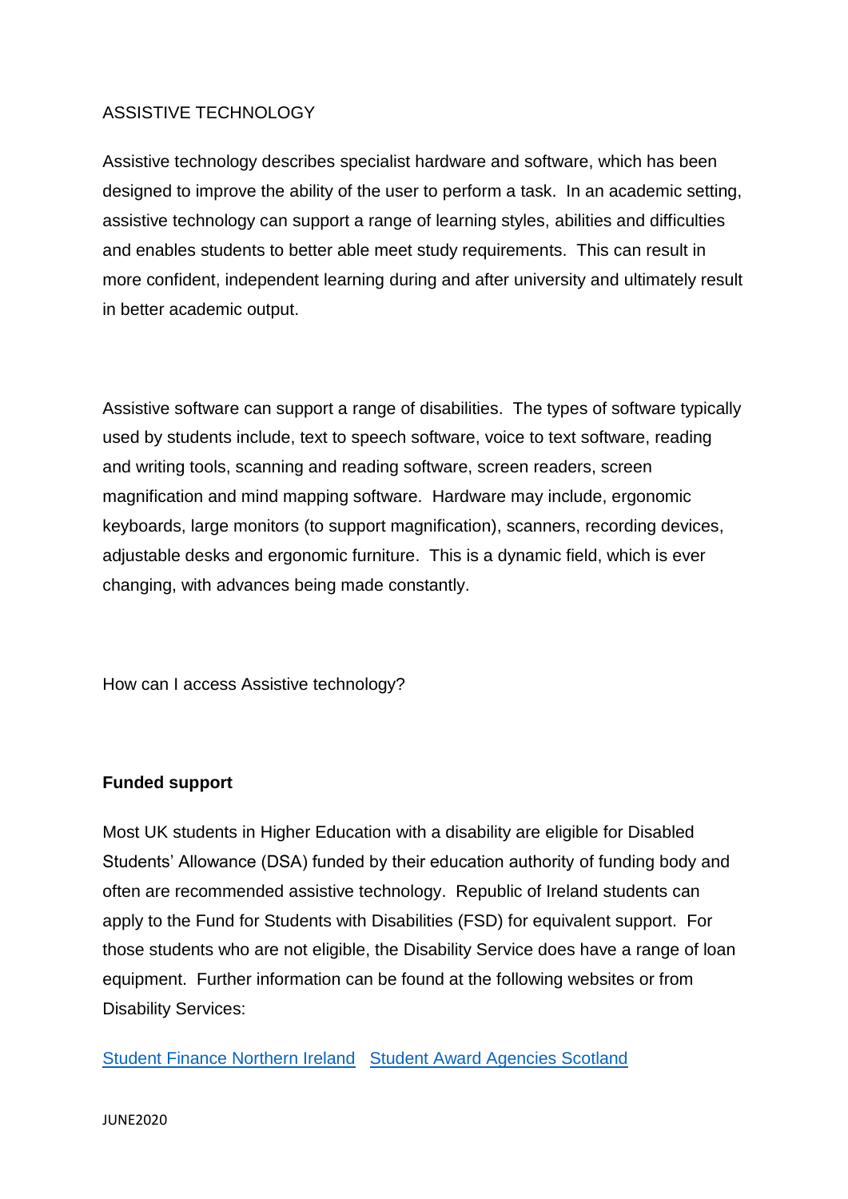# ASSISTIVE TECHNOLOGY

Assistive technology describes specialist hardware and software, which has been designed to improve the ability of the user to perform a task. In an academic setting, assistive technology can support a range of learning styles, abilities and difficulties and enables students to better able meet study requirements. This can result in more confident, independent learning during and after university and ultimately result in better academic output.

Assistive software can support a range of disabilities. The types of software typically used by students include, text to speech software, voice to text software, reading and writing tools, scanning and reading software, screen readers, screen magnification and mind mapping software. Hardware may include, ergonomic keyboards, large monitors (to support magnification), scanners, recording devices, adjustable desks and ergonomic furniture. This is a dynamic field, which is ever changing, with advances being made constantly.

How can I access Assistive technology?

**Funded support**

Most UK students in Higher Education with a disability are eligible for Disabled Students' Allowance (DSA) funded by their education authority of funding body and often are recommended assistive technology. Republic of Ireland students can apply to the Fund for Students with Disabilities (FSD) for equivalent support. For those students who are not eligible, the Disability Service does have a range of loan equipment. Further information can be found at the following websites or from Disability Services:

Student Finance Northern Ireland   Student Award Agencies Scotland

JUNE2020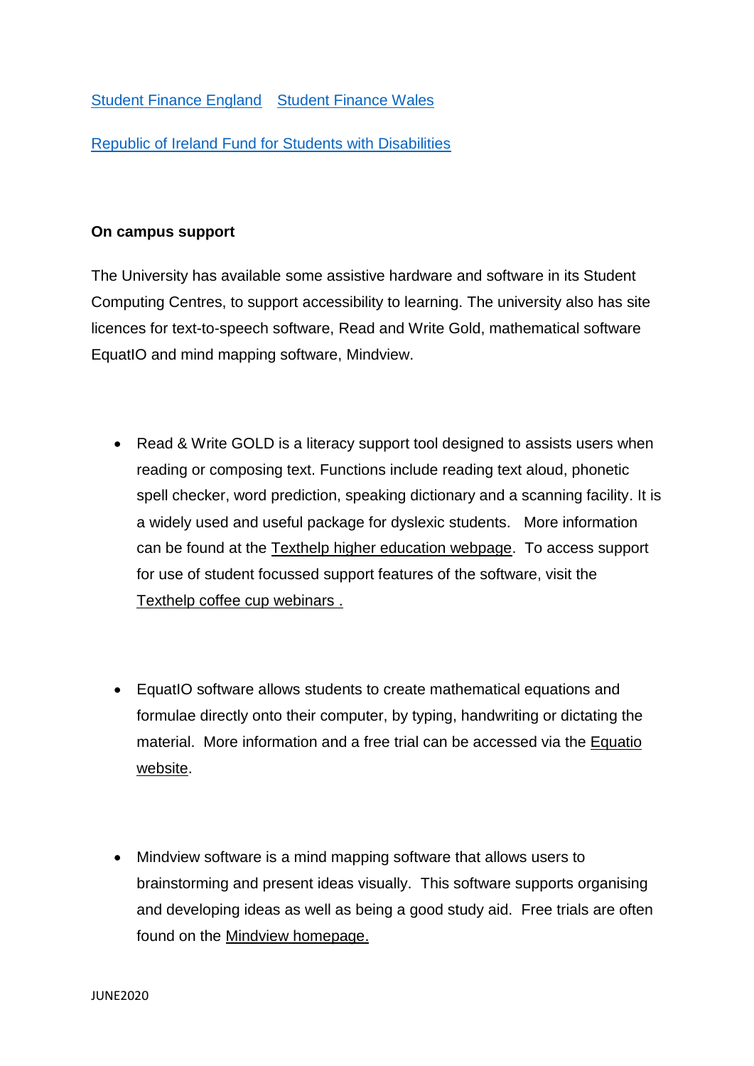Student Finance England  Student Finance Wales

Republic of Ireland Fund for Students with Disabilities

**On campus support**

The University has available some assistive hardware and software in its Student Computing Centres, to support accessibility to learning. The university also has site licences for text-to-speech software, Read and Write Gold, mathematical software EquatIO and mind mapping software, Mindview.

- Read & Write GOLD is a literacy support tool designed to assists users when reading or composing text. Functions include reading text aloud, phonetic spell checker, word prediction, speaking dictionary and a scanning facility. It is a widely used and useful package for dyslexic students. More information can be found at the Texthelp higher education webpage. To access support for use of student focussed support features of the software, visit the Texthelp coffee cup webinars .

- EquatIO software allows students to create mathematical equations and formulae directly onto their computer, by typing, handwriting or dictating the material. More information and a free trial can be accessed via the Equatio website.

- Mindview software is a mind mapping software that allows users to brainstorming and present ideas visually. This software supports organising and developing ideas as well as being a good study aid. Free trials are often found on the Mindview homepage.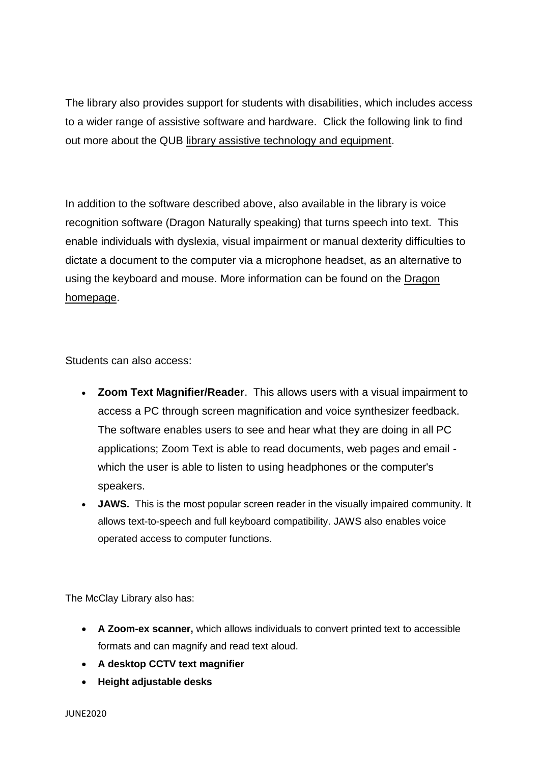The library also provides support for students with disabilities, which includes access to a wider range of assistive software and hardware. Click the following link to find out more about the QUB library assistive technology and equipment.

In addition to the software described above, also available in the library is voice recognition software (Dragon Naturally speaking) that turns speech into text. This enable individuals with dyslexia, visual impairment or manual dexterity difficulties to dictate a document to the computer via a microphone headset, as an alternative to using the keyboard and mouse. More information can be found on the Dragon homepage.

Students can also access:

- **Zoom Text Magnifier/Reader**. This allows users with a visual impairment to access a PC through screen magnification and voice synthesizer feedback. The software enables users to see and hear what they are doing in all PC applications; Zoom Text is able to read documents, web pages and email - which the user is able to listen to using headphones or the computer's speakers.
- **JAWS.** This is the most popular screen reader in the visually impaired community. It allows text-to-speech and full keyboard compatibility. JAWS also enables voice operated access to computer functions.

The McClay Library also has:

- **A Zoom-ex scanner,** which allows individuals to convert printed text to accessible formats and can magnify and read text aloud.
- **A desktop CCTV text magnifier**
- **Height adjustable desks**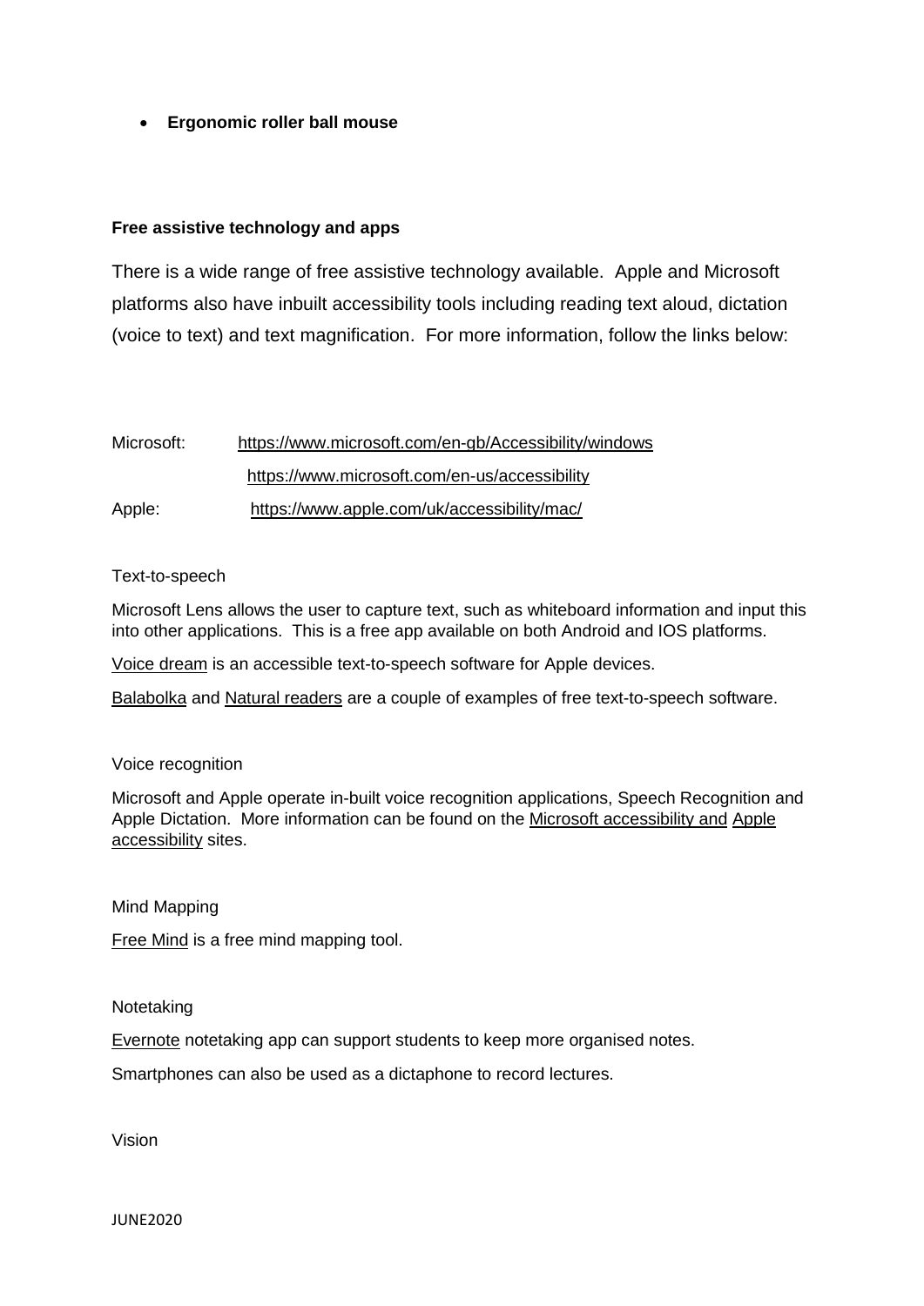- **Ergonomic roller ball mouse**

**Free assistive technology and apps**

There is a wide range of free assistive technology available. Apple and Microsoft platforms also have inbuilt accessibility tools including reading text aloud, dictation (voice to text) and text magnification. For more information, follow the links below:

Microsoft: https://www.microsoft.com/en-gb/Accessibility/windows
https://www.microsoft.com/en-us/accessibility

Apple: https://www.apple.com/uk/accessibility/mac/

Text-to-speech

Microsoft Lens allows the user to capture text, such as whiteboard information and input this into other applications. This is a free app available on both Android and IOS platforms.

Voice dream is an accessible text-to-speech software for Apple devices.

Balabolka and Natural readers are a couple of examples of free text-to-speech software.

Voice recognition

Microsoft and Apple operate in-built voice recognition applications, Speech Recognition and Apple Dictation. More information can be found on the Microsoft accessibility and Apple accessibility sites.

Mind Mapping

Free Mind is a free mind mapping tool.

Notetaking

Evernote notetaking app can support students to keep more organised notes.

Smartphones can also be used as a dictaphone to record lectures.

Vision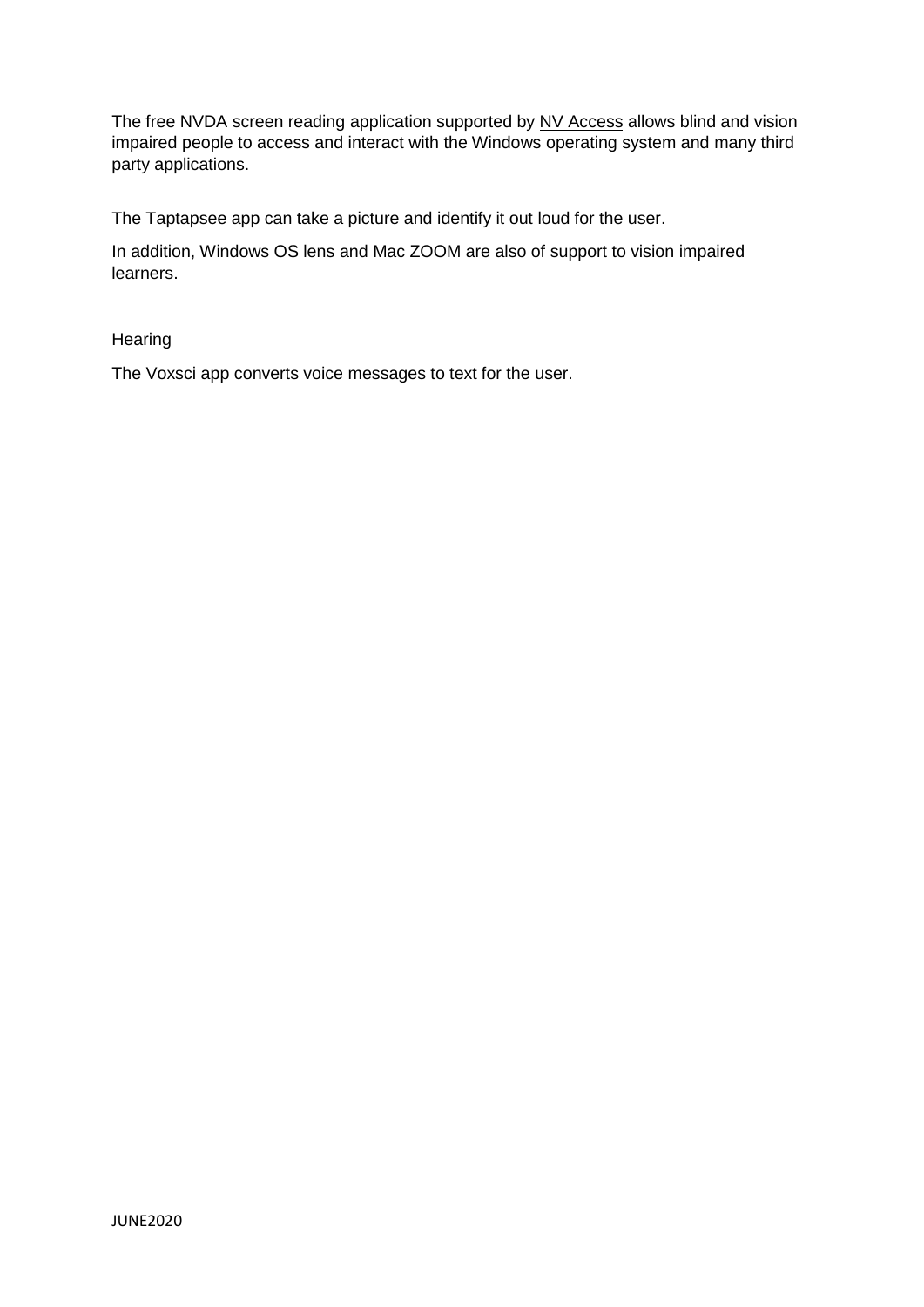The free NVDA screen reading application supported by NV Access allows blind and vision impaired people to access and interact with the Windows operating system and many third party applications.

The Taptapsee app can take a picture and identify it out loud for the user.

In addition, Windows OS lens and Mac ZOOM are also of support to vision impaired learners.

Hearing

The Voxsci app converts voice messages to text for the user.

JUNE2020